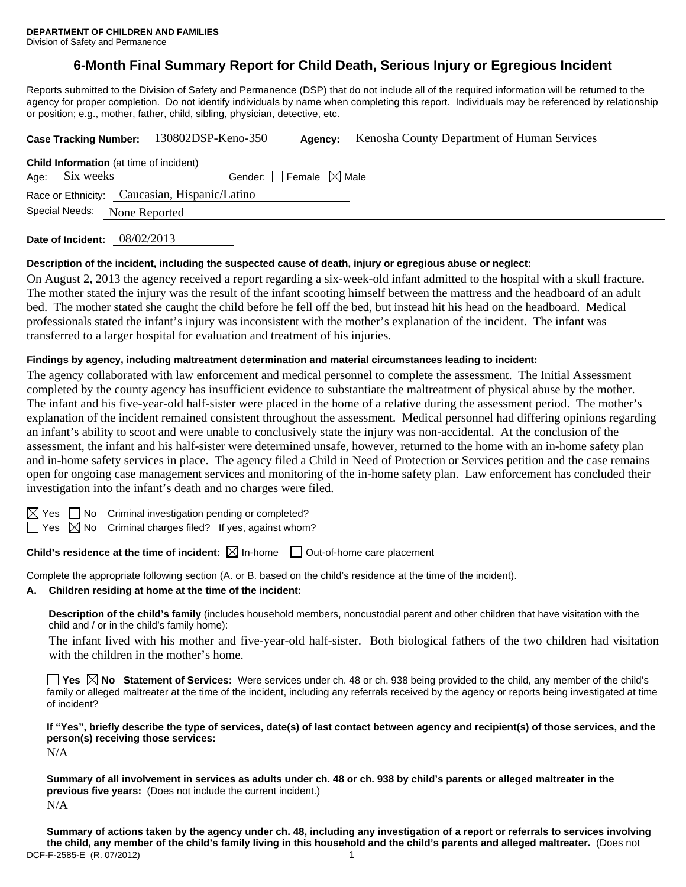**DEPARTMENT OF CHILDREN AND FAMILIES**
Division of Safety and Permanence

# 6-Month Final Summary Report for Child Death, Serious Injury or Egregious Incident

Reports submitted to the Division of Safety and Permanence (DSP) that do not include all of the required information will be returned to the agency for proper completion. Do not identify individuals by name when completing this report. Individuals may be referenced by relationship or position; e.g., mother, father, child, sibling, physician, detective, etc.

**Case Tracking Number:** 130802DSP-Keno-350 **Agency:** Kenosha County Department of Human Services

**Child Information** (at time of incident)
Age: Six weeks Gender: ☐ Female ☒ Male
Race or Ethnicity: Caucasian, Hispanic/Latino
Special Needs: None Reported

**Date of Incident:** 08/02/2013

**Description of the incident, including the suspected cause of death, injury or egregious abuse or neglect:**

On August 2, 2013 the agency received a report regarding a six-week-old infant admitted to the hospital with a skull fracture. The mother stated the injury was the result of the infant scooting himself between the mattress and the headboard of an adult bed. The mother stated she caught the child before he fell off the bed, but instead hit his head on the headboard. Medical professionals stated the infant's injury was inconsistent with the mother's explanation of the incident. The infant was transferred to a larger hospital for evaluation and treatment of his injuries.

**Findings by agency, including maltreatment determination and material circumstances leading to incident:**

The agency collaborated with law enforcement and medical personnel to complete the assessment. The Initial Assessment completed by the county agency has insufficient evidence to substantiate the maltreatment of physical abuse by the mother. The infant and his five-year-old half-sister were placed in the home of a relative during the assessment period. The mother's explanation of the incident remained consistent throughout the assessment. Medical personnel had differing opinions regarding an infant's ability to scoot and were unable to conclusively state the injury was non-accidental. At the conclusion of the assessment, the infant and his half-sister were determined unsafe, however, returned to the home with an in-home safety plan and in-home safety services in place. The agency filed a Child in Need of Protection or Services petition and the case remains open for ongoing case management services and monitoring of the in-home safety plan. Law enforcement has concluded their investigation into the infant's death and no charges were filed.

☒ Yes ☐ No Criminal investigation pending or completed?
☐ Yes ☒ No Criminal charges filed? If yes, against whom?

**Child's residence at the time of incident:** ☒ In-home ☐ Out-of-home care placement

Complete the appropriate following section (A. or B. based on the child's residence at the time of the incident).

**A. Children residing at home at the time of the incident:**

**Description of the child's family** (includes household members, noncustodial parent and other children that have visitation with the child and / or in the child's family home):

The infant lived with his mother and five-year-old half-sister. Both biological fathers of the two children had visitation with the children in the mother's home.

☐ **Yes** ☒ **No Statement of Services:** Were services under ch. 48 or ch. 938 being provided to the child, any member of the child's family or alleged maltreater at the time of the incident, including any referrals received by the agency or reports being investigated at time of incident?

**If "Yes", briefly describe the type of services, date(s) of last contact between agency and recipient(s) of those services, and the person(s) receiving those services:**

N/A

**Summary of all involvement in services as adults under ch. 48 or ch. 938 by child's parents or alleged maltreater in the previous five years:** (Does not include the current incident.)

N/A

**Summary of actions taken by the agency under ch. 48, including any investigation of a report or referrals to services involving the child, any member of the child's family living in this household and the child's parents and alleged maltreater.** (Does not

DCF-F-2585-E (R. 07/2012)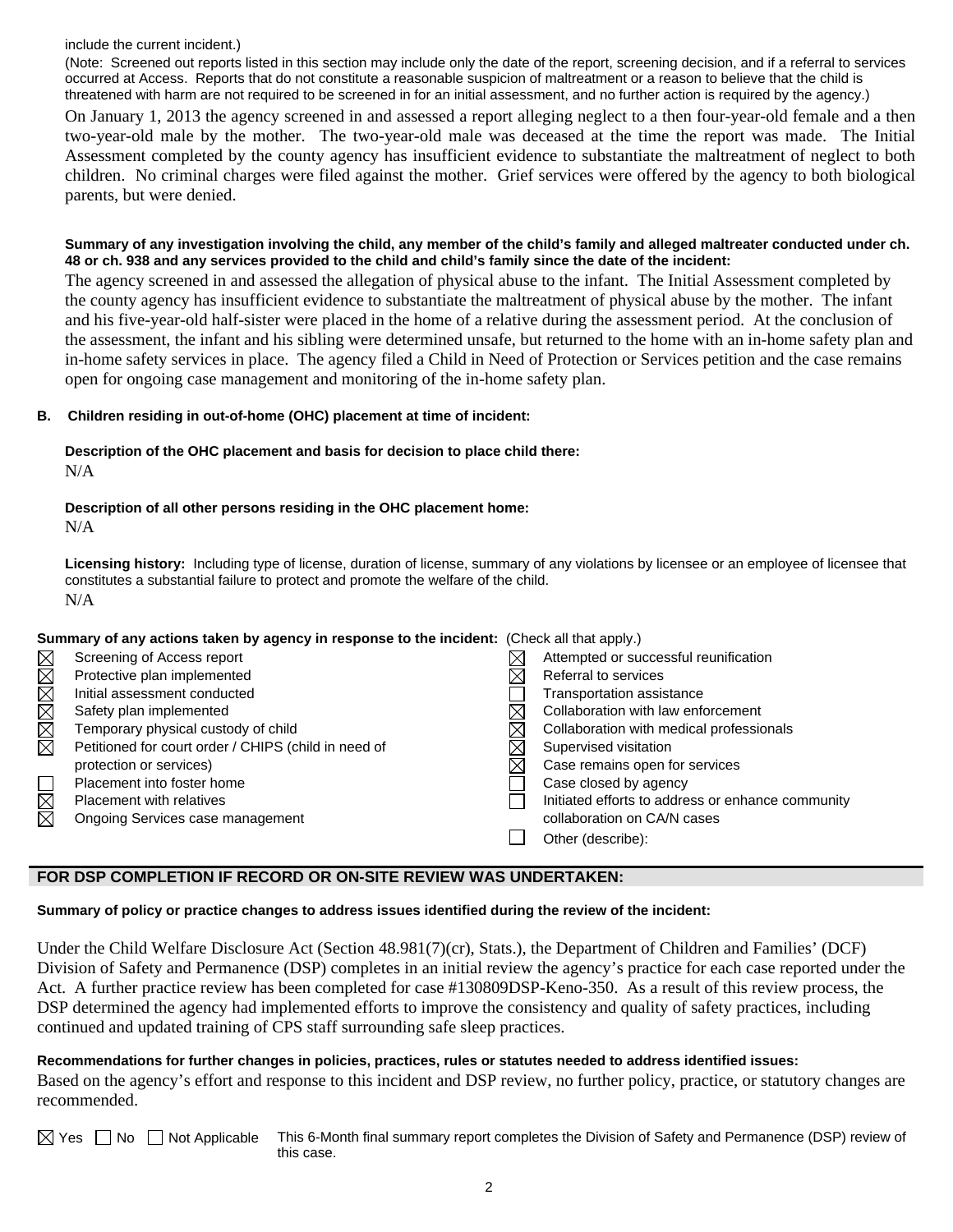include the current incident.)

(Note: Screened out reports listed in this section may include only the date of the report, screening decision, and if a referral to services occurred at Access. Reports that do not constitute a reasonable suspicion of maltreatment or a reason to believe that the child is threatened with harm are not required to be screened in for an initial assessment, and no further action is required by the agency.)

On January 1, 2013 the agency screened in and assessed a report alleging neglect to a then four-year-old female and a then two-year-old male by the mother. The two-year-old male was deceased at the time the report was made. The Initial Assessment completed by the county agency has insufficient evidence to substantiate the maltreatment of neglect to both children. No criminal charges were filed against the mother. Grief services were offered by the agency to both biological parents, but were denied.

**Summary of any investigation involving the child, any member of the child's family and alleged maltreater conducted under ch. 48 or ch. 938 and any services provided to the child and child's family since the date of the incident:**

The agency screened in and assessed the allegation of physical abuse to the infant. The Initial Assessment completed by the county agency has insufficient evidence to substantiate the maltreatment of physical abuse by the mother. The infant and his five-year-old half-sister were placed in the home of a relative during the assessment period. At the conclusion of the assessment, the infant and his sibling were determined unsafe, but returned to the home with an in-home safety plan and in-home safety services in place. The agency filed a Child in Need of Protection or Services petition and the case remains open for ongoing case management and monitoring of the in-home safety plan.

**B. Children residing in out-of-home (OHC) placement at time of incident:**

**Description of the OHC placement and basis for decision to place child there:**

N/A

**Description of all other persons residing in the OHC placement home:**

N/A

**Licensing history:** Including type of license, duration of license, summary of any violations by licensee or an employee of licensee that constitutes a substantial failure to protect and promote the welfare of the child.

N/A

**Summary of any actions taken by agency in response to the incident:** (Check all that apply.)

- ☒ Screening of Access report
- ☒ Protective plan implemented
- ☒ Initial assessment conducted
- ☒ Safety plan implemented
- ☒ Temporary physical custody of child
- ☒ Petitioned for court order / CHIPS (child in need of protection or services)
- ☐ Placement into foster home
- ☒ Placement with relatives
- ☒ Ongoing Services case management
- ☒ Attempted or successful reunification
- ☒ Referral to services
- ☐ Transportation assistance
- ☒ Collaboration with law enforcement
- ☒ Collaboration with medical professionals
- ☒ Supervised visitation
- ☒ Case remains open for services
- ☐ Case closed by agency
- ☐ Initiated efforts to address or enhance community collaboration on CA/N cases
- ☐ Other (describe):

## FOR DSP COMPLETION IF RECORD OR ON-SITE REVIEW WAS UNDERTAKEN:

**Summary of policy or practice changes to address issues identified during the review of the incident:**

Under the Child Welfare Disclosure Act (Section 48.981(7)(cr), Stats.), the Department of Children and Families' (DCF) Division of Safety and Permanence (DSP) completes in an initial review the agency's practice for each case reported under the Act. A further practice review has been completed for case #130809DSP-Keno-350. As a result of this review process, the DSP determined the agency had implemented efforts to improve the consistency and quality of safety practices, including continued and updated training of CPS staff surrounding safe sleep practices.

**Recommendations for further changes in policies, practices, rules or statutes needed to address identified issues:**

Based on the agency's effort and response to this incident and DSP review, no further policy, practice, or statutory changes are recommended.

☒ Yes ☐ No ☐ Not Applicable This 6-Month final summary report completes the Division of Safety and Permanence (DSP) review of this case.